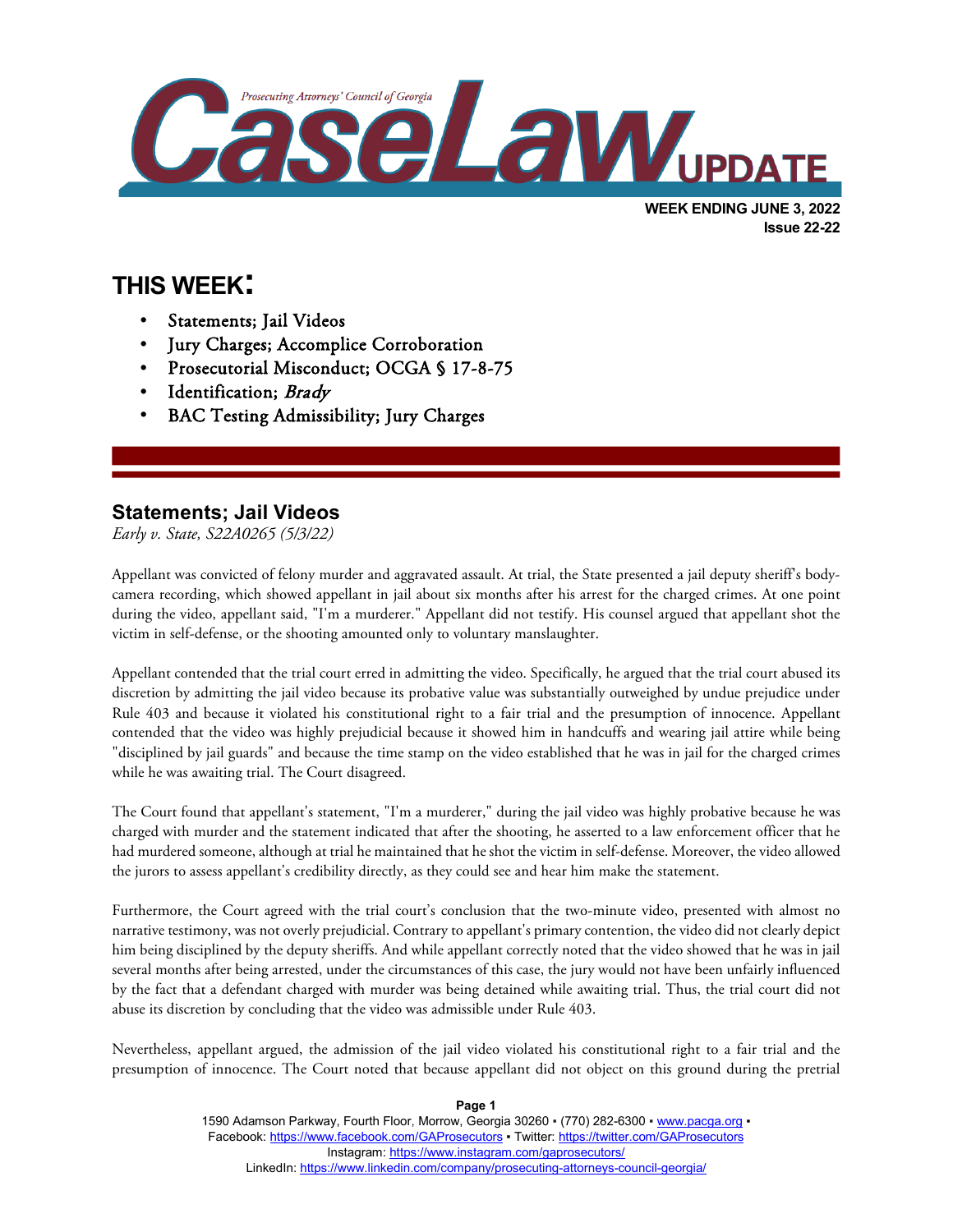# Prosecuting Attorneys' Council of Georgia CaseLaw UPDATE

**WEEK ENDING JUNE 3, 2022**
**Issue 22-22**

## THIS WEEK:

- Statements; Jail Videos
- Jury Charges; Accomplice Corroboration
- Prosecutorial Misconduct; OCGA § 17-8-75
- Identification; *Brady*
- BAC Testing Admissibility; Jury Charges

## Statements; Jail Videos

*Early v. State, S22A0265 (5/3/22)*

Appellant was convicted of felony murder and aggravated assault. At trial, the State presented a jail deputy sheriff's body-camera recording, which showed appellant in jail about six months after his arrest for the charged crimes. At one point during the video, appellant said, "I'm a murderer." Appellant did not testify. His counsel argued that appellant shot the victim in self-defense, or the shooting amounted only to voluntary manslaughter.

Appellant contended that the trial court erred in admitting the video. Specifically, he argued that the trial court abused its discretion by admitting the jail video because its probative value was substantially outweighed by undue prejudice under Rule 403 and because it violated his constitutional right to a fair trial and the presumption of innocence. Appellant contended that the video was highly prejudicial because it showed him in handcuffs and wearing jail attire while being "disciplined by jail guards" and because the time stamp on the video established that he was in jail for the charged crimes while he was awaiting trial. The Court disagreed.

The Court found that appellant's statement, "I'm a murderer," during the jail video was highly probative because he was charged with murder and the statement indicated that after the shooting, he asserted to a law enforcement officer that he had murdered someone, although at trial he maintained that he shot the victim in self-defense. Moreover, the video allowed the jurors to assess appellant's credibility directly, as they could see and hear him make the statement.

Furthermore, the Court agreed with the trial court's conclusion that the two-minute video, presented with almost no narrative testimony, was not overly prejudicial. Contrary to appellant's primary contention, the video did not clearly depict him being disciplined by the deputy sheriffs. And while appellant correctly noted that the video showed that he was in jail several months after being arrested, under the circumstances of this case, the jury would not have been unfairly influenced by the fact that a defendant charged with murder was being detained while awaiting trial. Thus, the trial court did not abuse its discretion by concluding that the video was admissible under Rule 403.

Nevertheless, appellant argued, the admission of the jail video violated his constitutional right to a fair trial and the presumption of innocence. The Court noted that because appellant did not object on this ground during the pretrial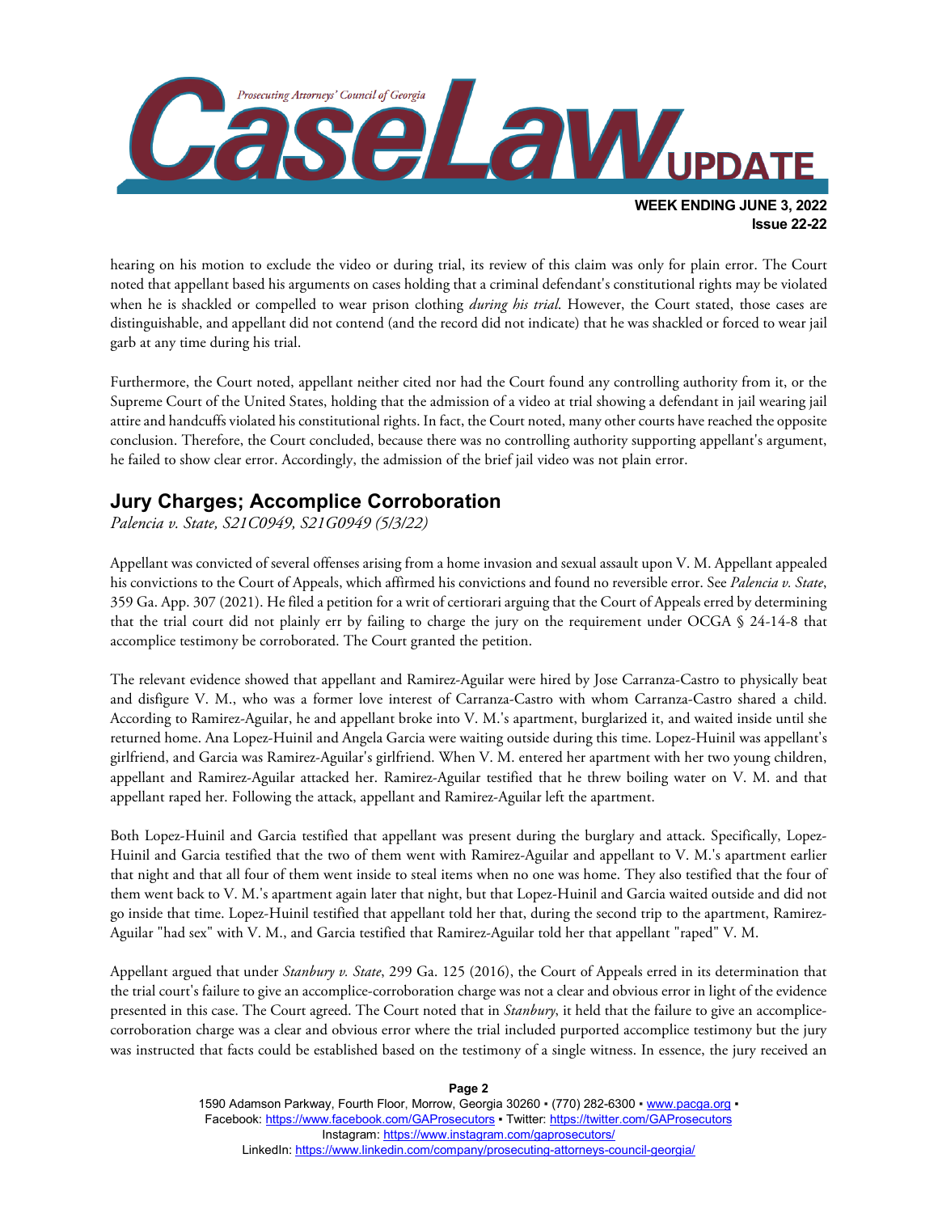hearing on his motion to exclude the video or during trial, its review of this claim was only for plain error. The Court noted that appellant based his arguments on cases holding that a criminal defendant's constitutional rights may be violated when he is shackled or compelled to wear prison clothing *during his trial*. However, the Court stated, those cases are distinguishable, and appellant did not contend (and the record did not indicate) that he was shackled or forced to wear jail garb at any time during his trial.

Furthermore, the Court noted, appellant neither cited nor had the Court found any controlling authority from it, or the Supreme Court of the United States, holding that the admission of a video at trial showing a defendant in jail wearing jail attire and handcuffs violated his constitutional rights. In fact, the Court noted, many other courts have reached the opposite conclusion. Therefore, the Court concluded, because there was no controlling authority supporting appellant's argument, he failed to show clear error. Accordingly, the admission of the brief jail video was not plain error.

## Jury Charges; Accomplice Corroboration

*Palencia v. State, S21C0949, S21G0949 (5/3/22)*

Appellant was convicted of several offenses arising from a home invasion and sexual assault upon V. M. Appellant appealed his convictions to the Court of Appeals, which affirmed his convictions and found no reversible error. See *Palencia v. State*, 359 Ga. App. 307 (2021). He filed a petition for a writ of certiorari arguing that the Court of Appeals erred by determining that the trial court did not plainly err by failing to charge the jury on the requirement under OCGA § 24-14-8 that accomplice testimony be corroborated. The Court granted the petition.

The relevant evidence showed that appellant and Ramirez-Aguilar were hired by Jose Carranza-Castro to physically beat and disfigure V. M., who was a former love interest of Carranza-Castro with whom Carranza-Castro shared a child. According to Ramirez-Aguilar, he and appellant broke into V. M.'s apartment, burglarized it, and waited inside until she returned home. Ana Lopez-Huinil and Angela Garcia were waiting outside during this time. Lopez-Huinil was appellant's girlfriend, and Garcia was Ramirez-Aguilar's girlfriend. When V. M. entered her apartment with her two young children, appellant and Ramirez-Aguilar attacked her. Ramirez-Aguilar testified that he threw boiling water on V. M. and that appellant raped her. Following the attack, appellant and Ramirez-Aguilar left the apartment.

Both Lopez-Huinil and Garcia testified that appellant was present during the burglary and attack. Specifically, Lopez-Huinil and Garcia testified that the two of them went with Ramirez-Aguilar and appellant to V. M.'s apartment earlier that night and that all four of them went inside to steal items when no one was home. They also testified that the four of them went back to V. M.'s apartment again later that night, but that Lopez-Huinil and Garcia waited outside and did not go inside that time. Lopez-Huinil testified that appellant told her that, during the second trip to the apartment, Ramirez-Aguilar "had sex" with V. M., and Garcia testified that Ramirez-Aguilar told her that appellant "raped" V. M.

Appellant argued that under *Stanbury v. State*, 299 Ga. 125 (2016), the Court of Appeals erred in its determination that the trial court's failure to give an accomplice-corroboration charge was not a clear and obvious error in light of the evidence presented in this case. The Court agreed. The Court noted that in *Stanbury*, it held that the failure to give an accomplice-corroboration charge was a clear and obvious error where the trial included purported accomplice testimony but the jury was instructed that facts could be established based on the testimony of a single witness. In essence, the jury received an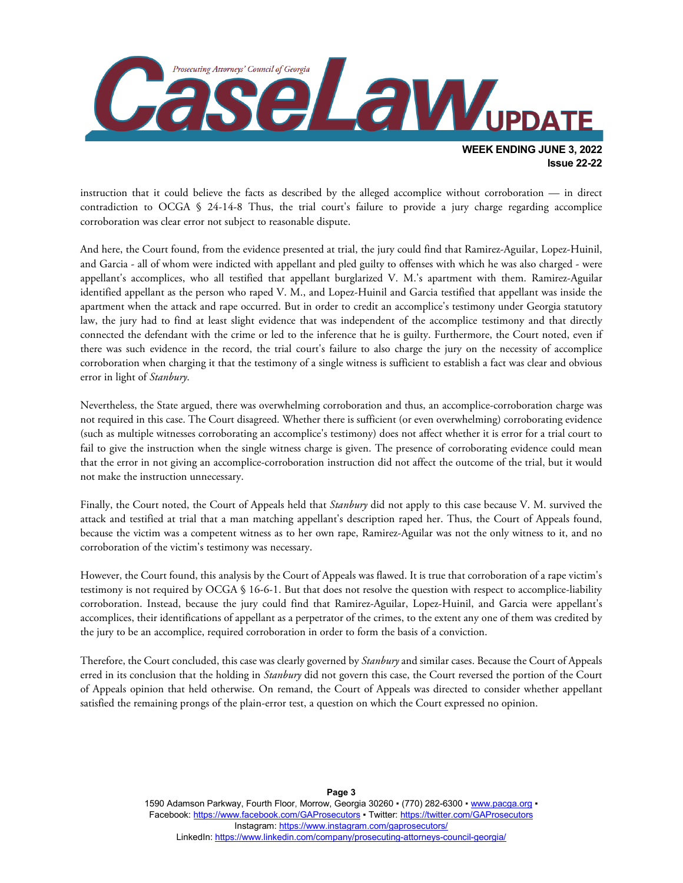instruction that it could believe the facts as described by the alleged accomplice without corroboration — in direct contradiction to OCGA § 24-14-8 Thus, the trial court's failure to provide a jury charge regarding accomplice corroboration was clear error not subject to reasonable dispute.

And here, the Court found, from the evidence presented at trial, the jury could find that Ramirez-Aguilar, Lopez-Huinil, and Garcia - all of whom were indicted with appellant and pled guilty to offenses with which he was also charged - were appellant's accomplices, who all testified that appellant burglarized V. M.'s apartment with them. Ramirez-Aguilar identified appellant as the person who raped V. M., and Lopez-Huinil and Garcia testified that appellant was inside the apartment when the attack and rape occurred. But in order to credit an accomplice's testimony under Georgia statutory law, the jury had to find at least slight evidence that was independent of the accomplice testimony and that directly connected the defendant with the crime or led to the inference that he is guilty. Furthermore, the Court noted, even if there was such evidence in the record, the trial court's failure to also charge the jury on the necessity of accomplice corroboration when charging it that the testimony of a single witness is sufficient to establish a fact was clear and obvious error in light of *Stanbury*.

Nevertheless, the State argued, there was overwhelming corroboration and thus, an accomplice-corroboration charge was not required in this case. The Court disagreed. Whether there is sufficient (or even overwhelming) corroborating evidence (such as multiple witnesses corroborating an accomplice's testimony) does not affect whether it is error for a trial court to fail to give the instruction when the single witness charge is given. The presence of corroborating evidence could mean that the error in not giving an accomplice-corroboration instruction did not affect the outcome of the trial, but it would not make the instruction unnecessary.

Finally, the Court noted, the Court of Appeals held that *Stanbury* did not apply to this case because V. M. survived the attack and testified at trial that a man matching appellant's description raped her. Thus, the Court of Appeals found, because the victim was a competent witness as to her own rape, Ramirez-Aguilar was not the only witness to it, and no corroboration of the victim's testimony was necessary.

However, the Court found, this analysis by the Court of Appeals was flawed. It is true that corroboration of a rape victim's testimony is not required by OCGA § 16-6-1. But that does not resolve the question with respect to accomplice-liability corroboration. Instead, because the jury could find that Ramirez-Aguilar, Lopez-Huinil, and Garcia were appellant's accomplices, their identifications of appellant as a perpetrator of the crimes, to the extent any one of them was credited by the jury to be an accomplice, required corroboration in order to form the basis of a conviction.

Therefore, the Court concluded, this case was clearly governed by *Stanbury* and similar cases. Because the Court of Appeals erred in its conclusion that the holding in *Stanbury* did not govern this case, the Court reversed the portion of the Court of Appeals opinion that held otherwise. On remand, the Court of Appeals was directed to consider whether appellant satisfied the remaining prongs of the plain-error test, a question on which the Court expressed no opinion.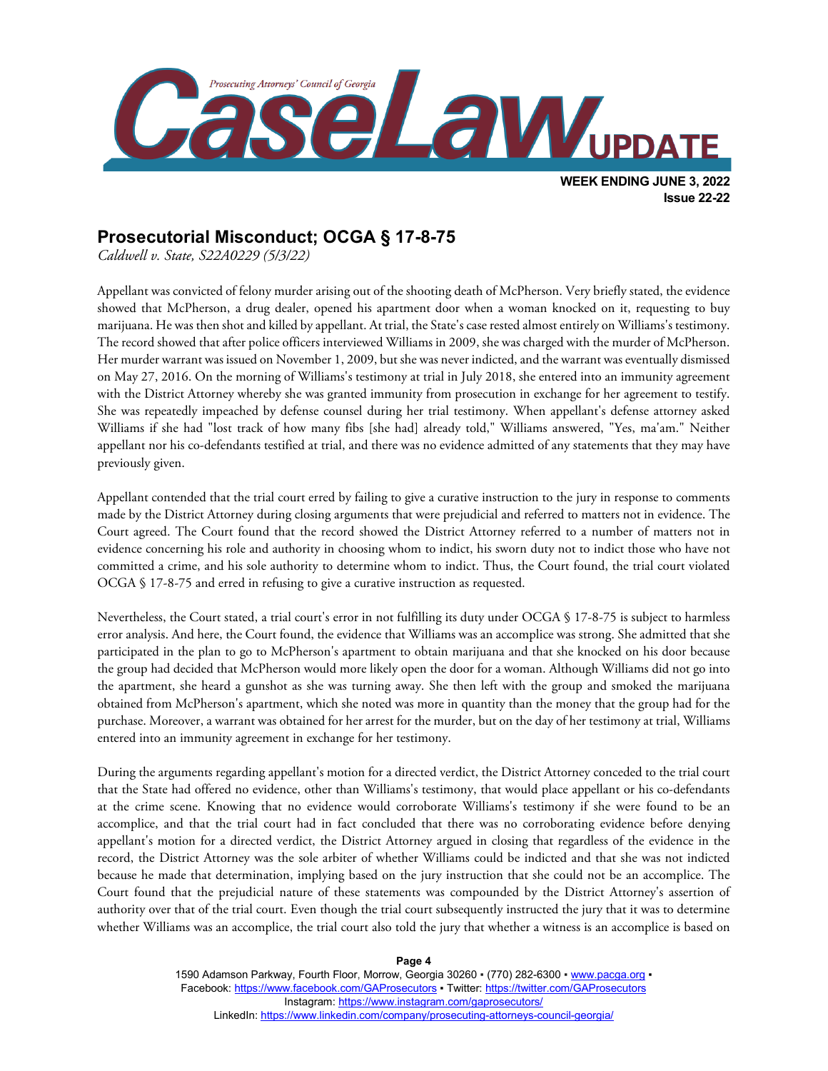## Prosecutorial Misconduct; OCGA § 17-8-75

*Caldwell v. State, S22A0229 (5/3/22)*

Appellant was convicted of felony murder arising out of the shooting death of McPherson. Very briefly stated, the evidence showed that McPherson, a drug dealer, opened his apartment door when a woman knocked on it, requesting to buy marijuana. He was then shot and killed by appellant. At trial, the State's case rested almost entirely on Williams's testimony. The record showed that after police officers interviewed Williams in 2009, she was charged with the murder of McPherson. Her murder warrant was issued on November 1, 2009, but she was never indicted, and the warrant was eventually dismissed on May 27, 2016. On the morning of Williams's testimony at trial in July 2018, she entered into an immunity agreement with the District Attorney whereby she was granted immunity from prosecution in exchange for her agreement to testify. She was repeatedly impeached by defense counsel during her trial testimony. When appellant's defense attorney asked Williams if she had "lost track of how many fibs [she had] already told," Williams answered, "Yes, ma'am." Neither appellant nor his co-defendants testified at trial, and there was no evidence admitted of any statements that they may have previously given.

Appellant contended that the trial court erred by failing to give a curative instruction to the jury in response to comments made by the District Attorney during closing arguments that were prejudicial and referred to matters not in evidence. The Court agreed. The Court found that the record showed the District Attorney referred to a number of matters not in evidence concerning his role and authority in choosing whom to indict, his sworn duty not to indict those who have not committed a crime, and his sole authority to determine whom to indict. Thus, the Court found, the trial court violated OCGA § 17-8-75 and erred in refusing to give a curative instruction as requested.

Nevertheless, the Court stated, a trial court's error in not fulfilling its duty under OCGA § 17-8-75 is subject to harmless error analysis. And here, the Court found, the evidence that Williams was an accomplice was strong. She admitted that she participated in the plan to go to McPherson's apartment to obtain marijuana and that she knocked on his door because the group had decided that McPherson would more likely open the door for a woman. Although Williams did not go into the apartment, she heard a gunshot as she was turning away. She then left with the group and smoked the marijuana obtained from McPherson's apartment, which she noted was more in quantity than the money that the group had for the purchase. Moreover, a warrant was obtained for her arrest for the murder, but on the day of her testimony at trial, Williams entered into an immunity agreement in exchange for her testimony.

During the arguments regarding appellant's motion for a directed verdict, the District Attorney conceded to the trial court that the State had offered no evidence, other than Williams's testimony, that would place appellant or his co-defendants at the crime scene. Knowing that no evidence would corroborate Williams's testimony if she were found to be an accomplice, and that the trial court had in fact concluded that there was no corroborating evidence before denying appellant's motion for a directed verdict, the District Attorney argued in closing that regardless of the evidence in the record, the District Attorney was the sole arbiter of whether Williams could be indicted and that she was not indicted because he made that determination, implying based on the jury instruction that she could not be an accomplice. The Court found that the prejudicial nature of these statements was compounded by the District Attorney's assertion of authority over that of the trial court. Even though the trial court subsequently instructed the jury that it was to determine whether Williams was an accomplice, the trial court also told the jury that whether a witness is an accomplice is based on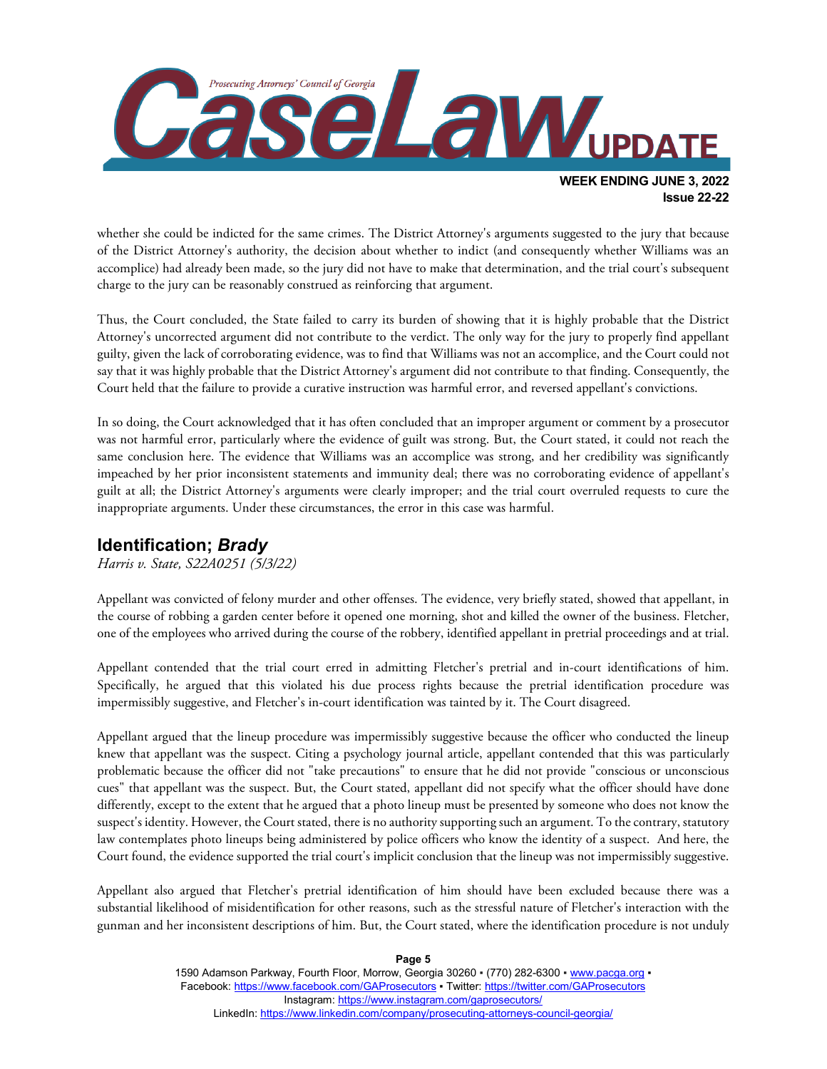whether she could be indicted for the same crimes. The District Attorney's arguments suggested to the jury that because of the District Attorney's authority, the decision about whether to indict (and consequently whether Williams was an accomplice) had already been made, so the jury did not have to make that determination, and the trial court's subsequent charge to the jury can be reasonably construed as reinforcing that argument.

Thus, the Court concluded, the State failed to carry its burden of showing that it is highly probable that the District Attorney's uncorrected argument did not contribute to the verdict. The only way for the jury to properly find appellant guilty, given the lack of corroborating evidence, was to find that Williams was not an accomplice, and the Court could not say that it was highly probable that the District Attorney's argument did not contribute to that finding. Consequently, the Court held that the failure to provide a curative instruction was harmful error, and reversed appellant's convictions.

In so doing, the Court acknowledged that it has often concluded that an improper argument or comment by a prosecutor was not harmful error, particularly where the evidence of guilt was strong. But, the Court stated, it could not reach the same conclusion here. The evidence that Williams was an accomplice was strong, and her credibility was significantly impeached by her prior inconsistent statements and immunity deal; there was no corroborating evidence of appellant's guilt at all; the District Attorney's arguments were clearly improper; and the trial court overruled requests to cure the inappropriate arguments. Under these circumstances, the error in this case was harmful.

## Identification; *Brady*

*Harris v. State, S22A0251 (5/3/22)*

Appellant was convicted of felony murder and other offenses. The evidence, very briefly stated, showed that appellant, in the course of robbing a garden center before it opened one morning, shot and killed the owner of the business. Fletcher, one of the employees who arrived during the course of the robbery, identified appellant in pretrial proceedings and at trial.

Appellant contended that the trial court erred in admitting Fletcher's pretrial and in-court identifications of him. Specifically, he argued that this violated his due process rights because the pretrial identification procedure was impermissibly suggestive, and Fletcher's in-court identification was tainted by it. The Court disagreed.

Appellant argued that the lineup procedure was impermissibly suggestive because the officer who conducted the lineup knew that appellant was the suspect. Citing a psychology journal article, appellant contended that this was particularly problematic because the officer did not "take precautions" to ensure that he did not provide "conscious or unconscious cues" that appellant was the suspect. But, the Court stated, appellant did not specify what the officer should have done differently, except to the extent that he argued that a photo lineup must be presented by someone who does not know the suspect's identity. However, the Court stated, there is no authority supporting such an argument. To the contrary, statutory law contemplates photo lineups being administered by police officers who know the identity of a suspect. And here, the Court found, the evidence supported the trial court's implicit conclusion that the lineup was not impermissibly suggestive.

Appellant also argued that Fletcher's pretrial identification of him should have been excluded because there was a substantial likelihood of misidentification for other reasons, such as the stressful nature of Fletcher's interaction with the gunman and her inconsistent descriptions of him. But, the Court stated, where the identification procedure is not unduly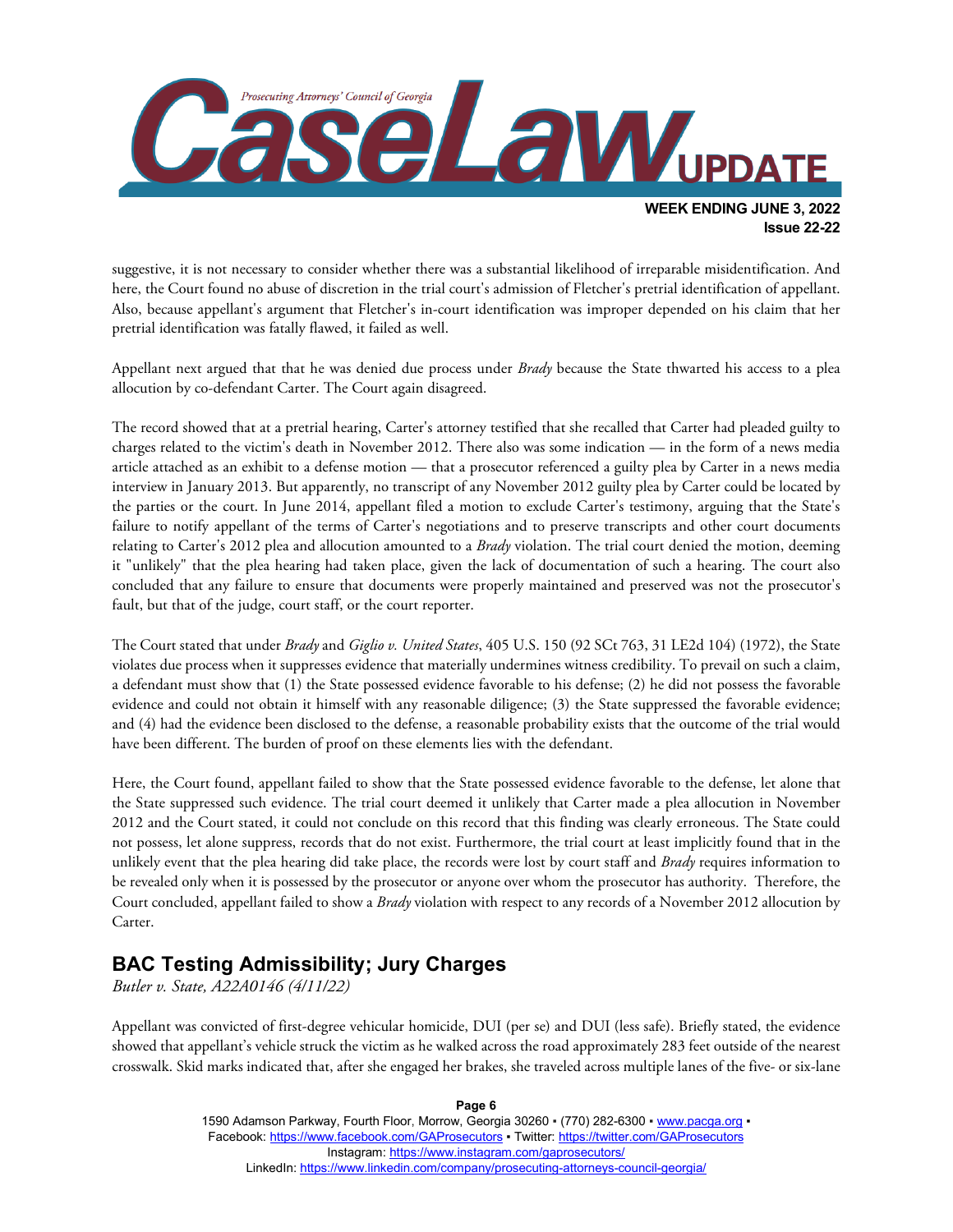suggestive, it is not necessary to consider whether there was a substantial likelihood of irreparable misidentification. And here, the Court found no abuse of discretion in the trial court's admission of Fletcher's pretrial identification of appellant. Also, because appellant's argument that Fletcher's in-court identification was improper depended on his claim that her pretrial identification was fatally flawed, it failed as well.

Appellant next argued that that he was denied due process under *Brady* because the State thwarted his access to a plea allocution by co-defendant Carter. The Court again disagreed.

The record showed that at a pretrial hearing, Carter's attorney testified that she recalled that Carter had pleaded guilty to charges related to the victim's death in November 2012. There also was some indication — in the form of a news media article attached as an exhibit to a defense motion — that a prosecutor referenced a guilty plea by Carter in a news media interview in January 2013. But apparently, no transcript of any November 2012 guilty plea by Carter could be located by the parties or the court. In June 2014, appellant filed a motion to exclude Carter's testimony, arguing that the State's failure to notify appellant of the terms of Carter's negotiations and to preserve transcripts and other court documents relating to Carter's 2012 plea and allocution amounted to a *Brady* violation. The trial court denied the motion, deeming it "unlikely" that the plea hearing had taken place, given the lack of documentation of such a hearing. The court also concluded that any failure to ensure that documents were properly maintained and preserved was not the prosecutor's fault, but that of the judge, court staff, or the court reporter.

The Court stated that under *Brady* and *Giglio v. United States*, 405 U.S. 150 (92 SCt 763, 31 LE2d 104) (1972), the State violates due process when it suppresses evidence that materially undermines witness credibility. To prevail on such a claim, a defendant must show that (1) the State possessed evidence favorable to his defense; (2) he did not possess the favorable evidence and could not obtain it himself with any reasonable diligence; (3) the State suppressed the favorable evidence; and (4) had the evidence been disclosed to the defense, a reasonable probability exists that the outcome of the trial would have been different. The burden of proof on these elements lies with the defendant.

Here, the Court found, appellant failed to show that the State possessed evidence favorable to the defense, let alone that the State suppressed such evidence. The trial court deemed it unlikely that Carter made a plea allocution in November 2012 and the Court stated, it could not conclude on this record that this finding was clearly erroneous. The State could not possess, let alone suppress, records that do not exist. Furthermore, the trial court at least implicitly found that in the unlikely event that the plea hearing did take place, the records were lost by court staff and *Brady* requires information to be revealed only when it is possessed by the prosecutor or anyone over whom the prosecutor has authority. Therefore, the Court concluded, appellant failed to show a *Brady* violation with respect to any records of a November 2012 allocution by Carter.

## BAC Testing Admissibility; Jury Charges

*Butler v. State, A22A0146 (4/11/22)*

Appellant was convicted of first-degree vehicular homicide, DUI (per se) and DUI (less safe). Briefly stated, the evidence showed that appellant's vehicle struck the victim as he walked across the road approximately 283 feet outside of the nearest crosswalk. Skid marks indicated that, after she engaged her brakes, she traveled across multiple lanes of the five- or six-lane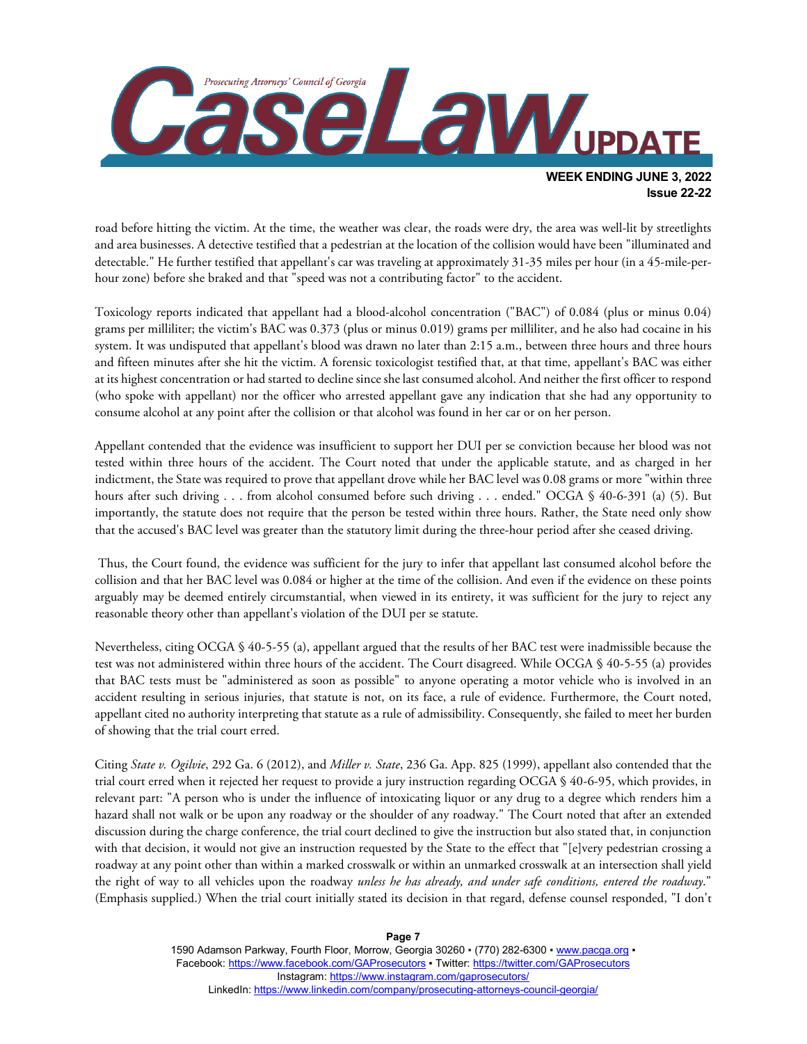road before hitting the victim. At the time, the weather was clear, the roads were dry, the area was well-lit by streetlights and area businesses. A detective testified that a pedestrian at the location of the collision would have been "illuminated and detectable." He further testified that appellant's car was traveling at approximately 31-35 miles per hour (in a 45-mile-per-hour zone) before she braked and that "speed was not a contributing factor" to the accident.

Toxicology reports indicated that appellant had a blood-alcohol concentration ("BAC") of 0.084 (plus or minus 0.04) grams per milliliter; the victim's BAC was 0.373 (plus or minus 0.019) grams per milliliter, and he also had cocaine in his system. It was undisputed that appellant's blood was drawn no later than 2:15 a.m., between three hours and three hours and fifteen minutes after she hit the victim. A forensic toxicologist testified that, at that time, appellant's BAC was either at its highest concentration or had started to decline since she last consumed alcohol. And neither the first officer to respond (who spoke with appellant) nor the officer who arrested appellant gave any indication that she had any opportunity to consume alcohol at any point after the collision or that alcohol was found in her car or on her person.

Appellant contended that the evidence was insufficient to support her DUI per se conviction because her blood was not tested within three hours of the accident. The Court noted that under the applicable statute, and as charged in her indictment, the State was required to prove that appellant drove while her BAC level was 0.08 grams or more "within three hours after such driving . . . from alcohol consumed before such driving . . . ended." OCGA § 40-6-391 (a) (5). But importantly, the statute does not require that the person be tested within three hours. Rather, the State need only show that the accused's BAC level was greater than the statutory limit during the three-hour period after she ceased driving.

Thus, the Court found, the evidence was sufficient for the jury to infer that appellant last consumed alcohol before the collision and that her BAC level was 0.084 or higher at the time of the collision. And even if the evidence on these points arguably may be deemed entirely circumstantial, when viewed in its entirety, it was sufficient for the jury to reject any reasonable theory other than appellant's violation of the DUI per se statute.

Nevertheless, citing OCGA § 40-5-55 (a), appellant argued that the results of her BAC test were inadmissible because the test was not administered within three hours of the accident. The Court disagreed. While OCGA § 40-5-55 (a) provides that BAC tests must be "administered as soon as possible" to anyone operating a motor vehicle who is involved in an accident resulting in serious injuries, that statute is not, on its face, a rule of evidence. Furthermore, the Court noted, appellant cited no authority interpreting that statute as a rule of admissibility. Consequently, she failed to meet her burden of showing that the trial court erred.

Citing *State v. Ogilvie*, 292 Ga. 6 (2012), and *Miller v. State*, 236 Ga. App. 825 (1999), appellant also contended that the trial court erred when it rejected her request to provide a jury instruction regarding OCGA § 40-6-95, which provides, in relevant part: "A person who is under the influence of intoxicating liquor or any drug to a degree which renders him a hazard shall not walk or be upon any roadway or the shoulder of any roadway." The Court noted that after an extended discussion during the charge conference, the trial court declined to give the instruction but also stated that, in conjunction with that decision, it would not give an instruction requested by the State to the effect that "[e]very pedestrian crossing a roadway at any point other than within a marked crosswalk or within an unmarked crosswalk at an intersection shall yield the right of way to all vehicles upon the roadway *unless he has already, and under safe conditions, entered the roadway*." (Emphasis supplied.) When the trial court initially stated its decision in that regard, defense counsel responded, "I don't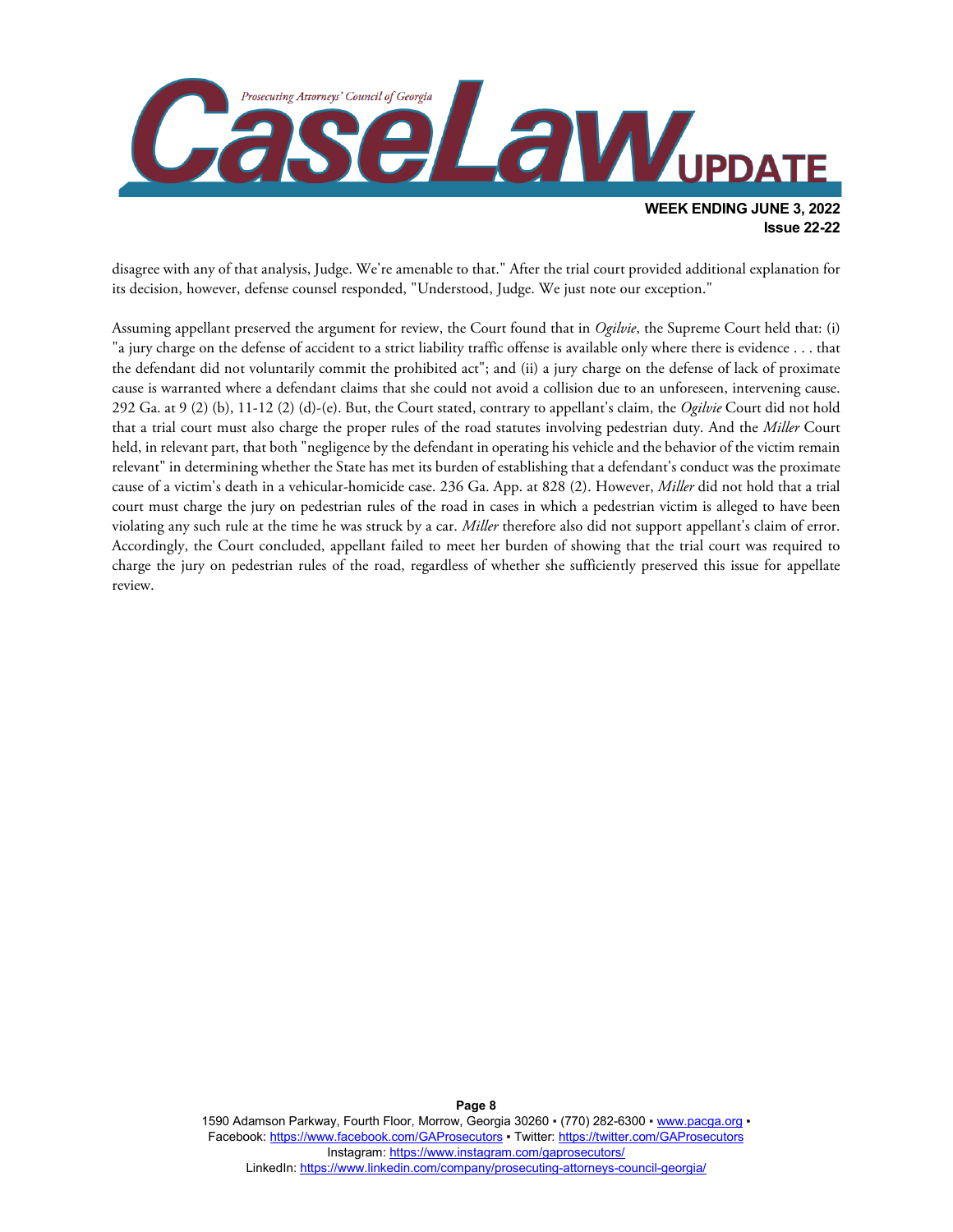disagree with any of that analysis, Judge. We're amenable to that." After the trial court provided additional explanation for its decision, however, defense counsel responded, "Understood, Judge. We just note our exception."

Assuming appellant preserved the argument for review, the Court found that in *Ogilvie*, the Supreme Court held that: (i) "a jury charge on the defense of accident to a strict liability traffic offense is available only where there is evidence . . . that the defendant did not voluntarily commit the prohibited act"; and (ii) a jury charge on the defense of lack of proximate cause is warranted where a defendant claims that she could not avoid a collision due to an unforeseen, intervening cause. 292 Ga. at 9 (2) (b), 11-12 (2) (d)-(e). But, the Court stated, contrary to appellant's claim, the *Ogilvie* Court did not hold that a trial court must also charge the proper rules of the road statutes involving pedestrian duty. And the *Miller* Court held, in relevant part, that both "negligence by the defendant in operating his vehicle and the behavior of the victim remain relevant" in determining whether the State has met its burden of establishing that a defendant's conduct was the proximate cause of a victim's death in a vehicular-homicide case. 236 Ga. App. at 828 (2). However, *Miller* did not hold that a trial court must charge the jury on pedestrian rules of the road in cases in which a pedestrian victim is alleged to have been violating any such rule at the time he was struck by a car. *Miller* therefore also did not support appellant's claim of error. Accordingly, the Court concluded, appellant failed to meet her burden of showing that the trial court was required to charge the jury on pedestrian rules of the road, regardless of whether she sufficiently preserved this issue for appellate review.